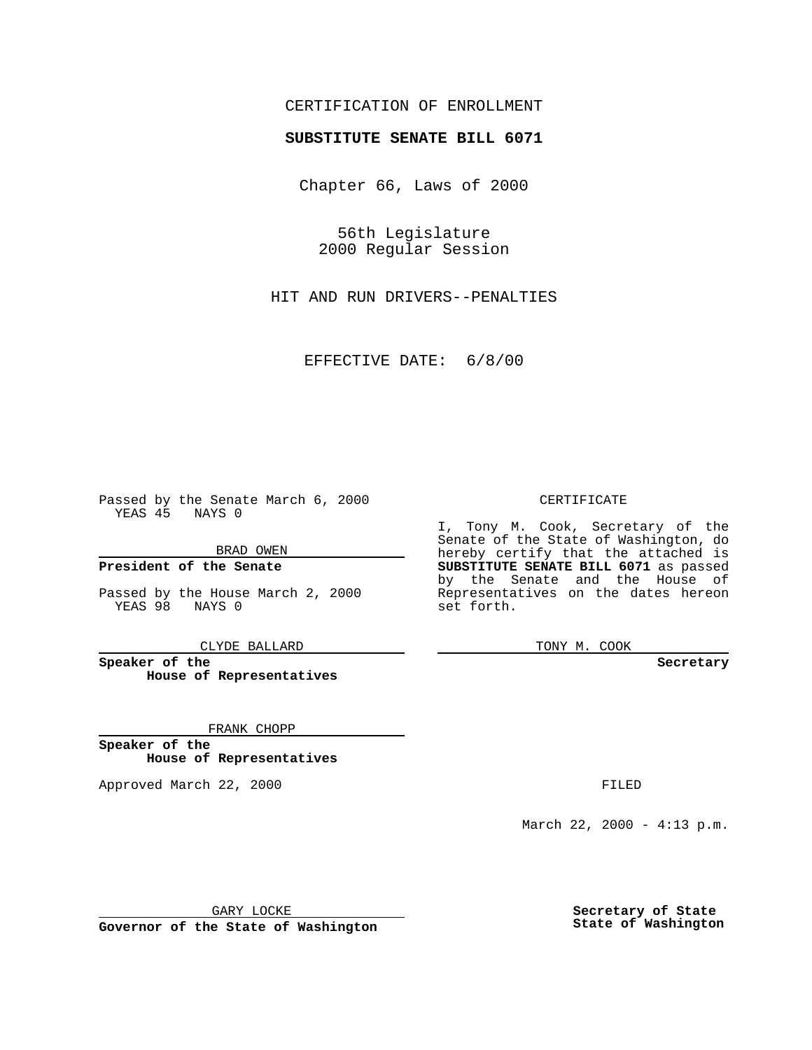CERTIFICATION OF ENROLLMENT

**SUBSTITUTE SENATE BILL 6071**

Chapter 66, Laws of 2000

56th Legislature
2000 Regular Session

HIT AND RUN DRIVERS--PENALTIES

EFFECTIVE DATE: 6/8/00

Passed by the Senate March 6, 2000
YEAS 45 NAYS 0

BRAD OWEN

**President of the Senate**

Passed by the House March 2, 2000
YEAS 98 NAYS 0

CLYDE BALLARD

**Speaker of the House of Representatives**

FRANK CHOPP

**Speaker of the House of Representatives**

Approved March 22, 2000

GARY LOCKE

**Governor of the State of Washington**

CERTIFICATE

I, Tony M. Cook, Secretary of the Senate of the State of Washington, do hereby certify that the attached is **SUBSTITUTE SENATE BILL 6071** as passed by the Senate and the House of Representatives on the dates hereon set forth.

TONY M. COOK

**Secretary**

FILED

March 22, 2000 - 4:13 p.m.

**Secretary of State State of Washington**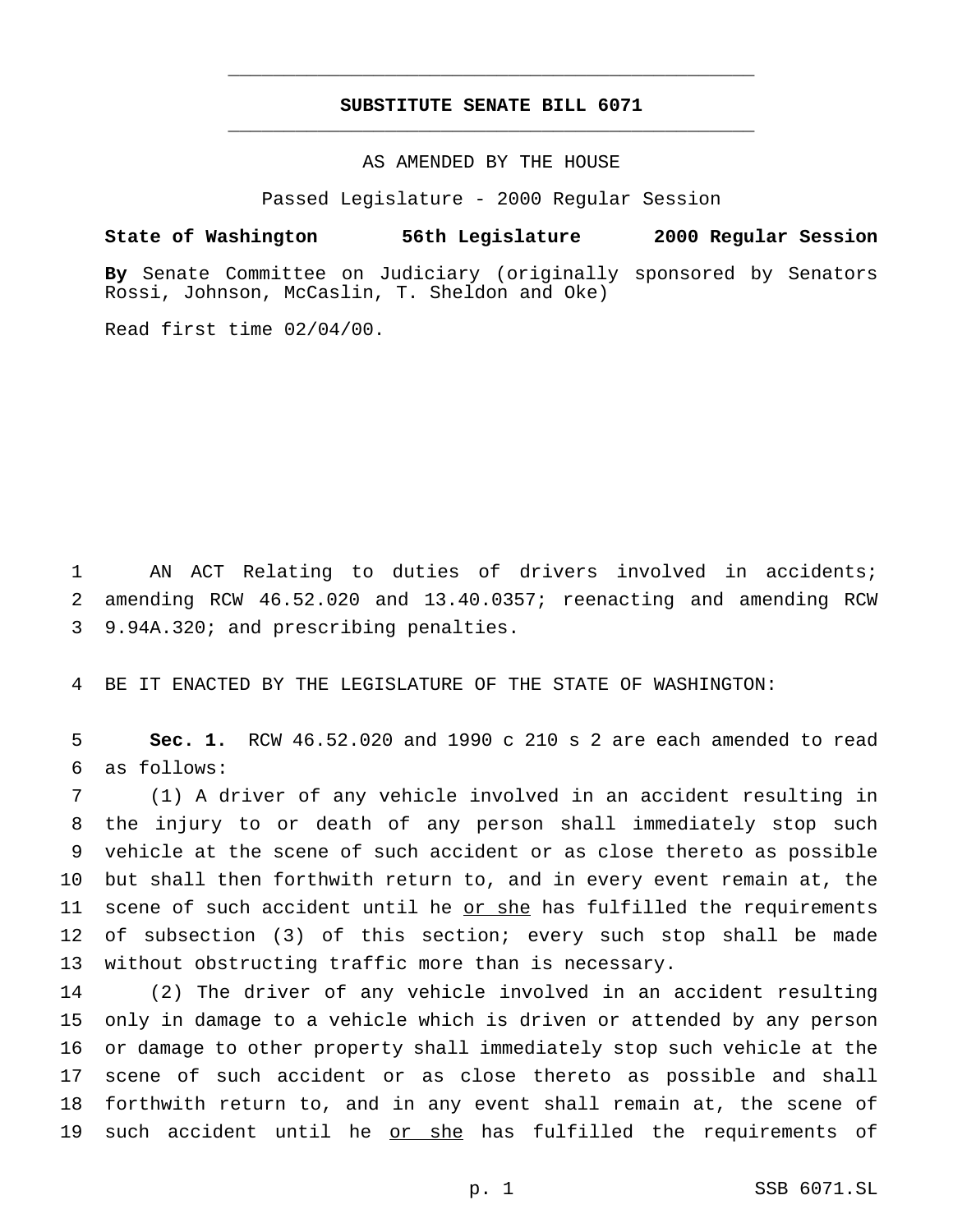# SUBSTITUTE SENATE BILL 6071

AS AMENDED BY THE HOUSE

Passed Legislature - 2000 Regular Session

**State of Washington 56th Legislature 2000 Regular Session**

**By** Senate Committee on Judiciary (originally sponsored by Senators Rossi, Johnson, McCaslin, T. Sheldon and Oke)

Read first time 02/04/00.

1 AN ACT Relating to duties of drivers involved in accidents;
2 amending RCW 46.52.020 and 13.40.0357; reenacting and amending RCW
3 9.94A.320; and prescribing penalties.

4 BE IT ENACTED BY THE LEGISLATURE OF THE STATE OF WASHINGTON:

5 **Sec. 1.** RCW 46.52.020 and 1990 c 210 s 2 are each amended to read
6 as follows:

7 (1) A driver of any vehicle involved in an accident resulting in
8 the injury to or death of any person shall immediately stop such
9 vehicle at the scene of such accident or as close thereto as possible
10 but shall then forthwith return to, and in every event remain at, the
11 scene of such accident until he <u>or she</u> has fulfilled the requirements
12 of subsection (3) of this section; every such stop shall be made
13 without obstructing traffic more than is necessary.

14 (2) The driver of any vehicle involved in an accident resulting
15 only in damage to a vehicle which is driven or attended by any person
16 or damage to other property shall immediately stop such vehicle at the
17 scene of such accident or as close thereto as possible and shall
18 forthwith return to, and in any event shall remain at, the scene of
19 such accident until he <u>or she</u> has fulfilled the requirements of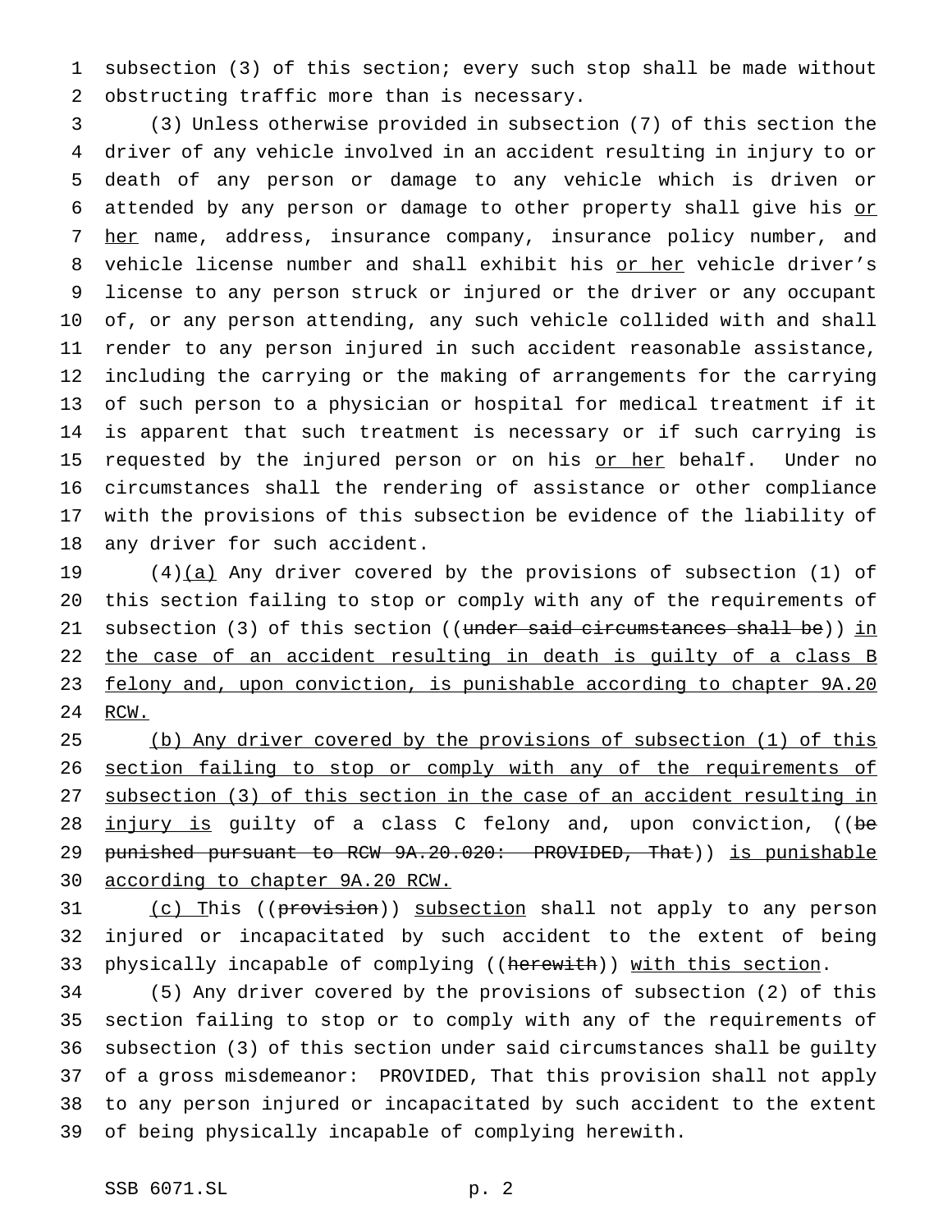subsection (3) of this section; every such stop shall be made without obstructing traffic more than is necessary.

(3) Unless otherwise provided in subsection (7) of this section the driver of any vehicle involved in an accident resulting in injury to or death of any person or damage to any vehicle which is driven or attended by any person or damage to other property shall give his or her name, address, insurance company, insurance policy number, and vehicle license number and shall exhibit his or her vehicle driver's license to any person struck or injured or the driver or any occupant of, or any person attending, any such vehicle collided with and shall render to any person injured in such accident reasonable assistance, including the carrying or the making of arrangements for the carrying of such person to a physician or hospital for medical treatment if it is apparent that such treatment is necessary or if such carrying is requested by the injured person or on his or her behalf. Under no circumstances shall the rendering of assistance or other compliance with the provisions of this subsection be evidence of the liability of any driver for such accident.

(4)(a) Any driver covered by the provisions of subsection (1) of this section failing to stop or comply with any of the requirements of subsection (3) of this section ((~~under said circumstances shall be~~)) in the case of an accident resulting in death is guilty of a class B felony and, upon conviction, is punishable according to chapter 9A.20 RCW.

(b) Any driver covered by the provisions of subsection (1) of this section failing to stop or comply with any of the requirements of subsection (3) of this section in the case of an accident resulting in injury is guilty of a class C felony and, upon conviction, ((~~be punished pursuant to RCW 9A.20.020: PROVIDED, That~~)) is punishable according to chapter 9A.20 RCW.

(c) This ((~~provision~~)) subsection shall not apply to any person injured or incapacitated by such accident to the extent of being physically incapable of complying ((~~herewith~~)) with this section.

(5) Any driver covered by the provisions of subsection (2) of this section failing to stop or to comply with any of the requirements of subsection (3) of this section under said circumstances shall be guilty of a gross misdemeanor: PROVIDED, That this provision shall not apply to any person injured or incapacitated by such accident to the extent of being physically incapable of complying herewith.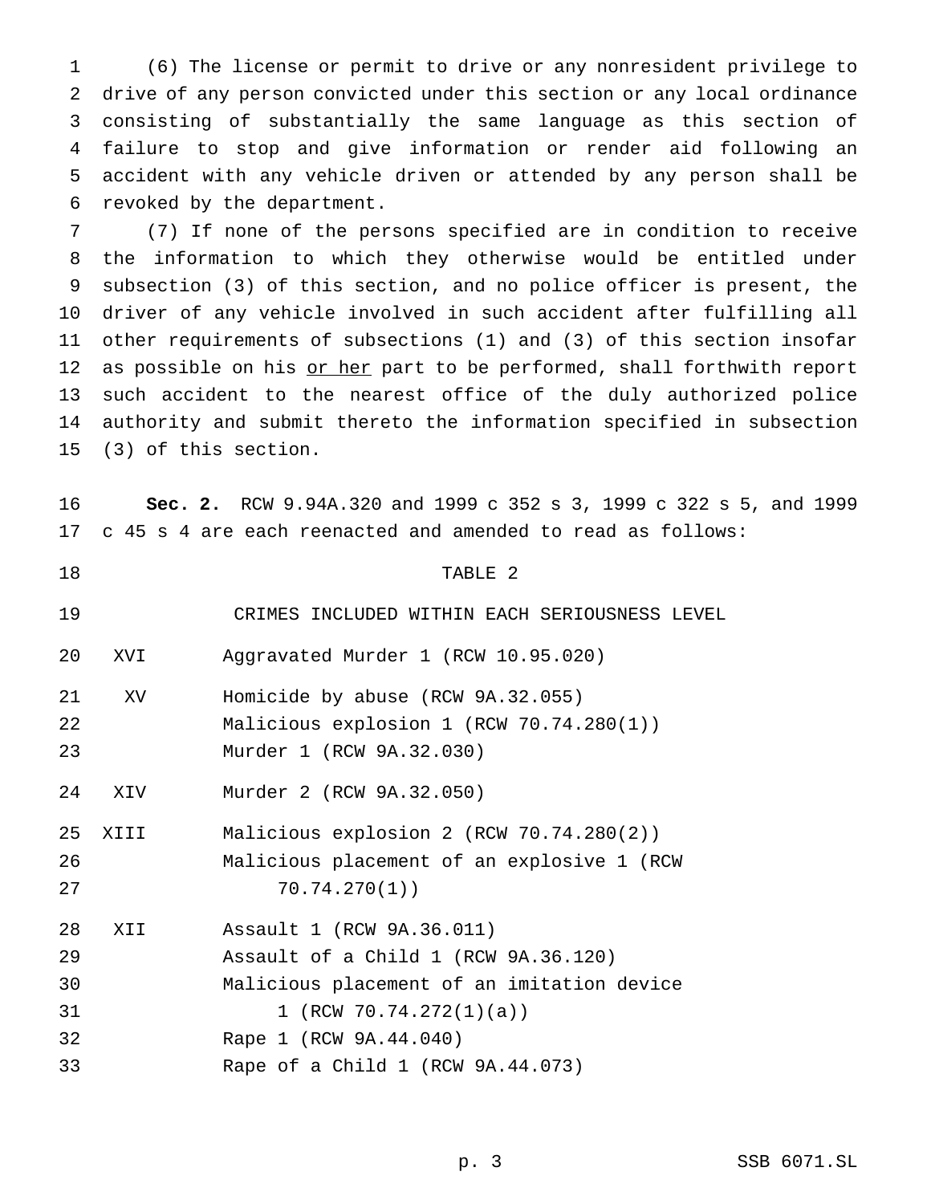(6) The license or permit to drive or any nonresident privilege to drive of any person convicted under this section or any local ordinance consisting of substantially the same language as this section of failure to stop and give information or render aid following an accident with any vehicle driven or attended by any person shall be revoked by the department.

(7) If none of the persons specified are in condition to receive the information to which they otherwise would be entitled under subsection (3) of this section, and no police officer is present, the driver of any vehicle involved in such accident after fulfilling all other requirements of subsections (1) and (3) of this section insofar as possible on his <u>or her</u> part to be performed, shall forthwith report such accident to the nearest office of the duly authorized police authority and submit thereto the information specified in subsection (3) of this section.

**Sec. 2.** RCW 9.94A.320 and 1999 c 352 s 3, 1999 c 322 s 5, and 1999 c 45 s 4 are each reenacted and amended to read as follows:

TABLE 2

CRIMES INCLUDED WITHIN EACH SERIOUSNESS LEVEL

| | |
|---|---|
| XVI | Aggravated Murder 1 (RCW 10.95.020) |
| XV | Homicide by abuse (RCW 9A.32.055) |
| | Malicious explosion 1 (RCW 70.74.280(1)) |
| | Murder 1 (RCW 9A.32.030) |
| XIV | Murder 2 (RCW 9A.32.050) |
| XIII | Malicious explosion 2 (RCW 70.74.280(2)) |
| | Malicious placement of an explosive 1 (RCW 70.74.270(1)) |
| XII | Assault 1 (RCW 9A.36.011) |
| | Assault of a Child 1 (RCW 9A.36.120) |
| | Malicious placement of an imitation device 1 (RCW 70.74.272(1)(a)) |
| | Rape 1 (RCW 9A.44.040) |
| | Rape of a Child 1 (RCW 9A.44.073) |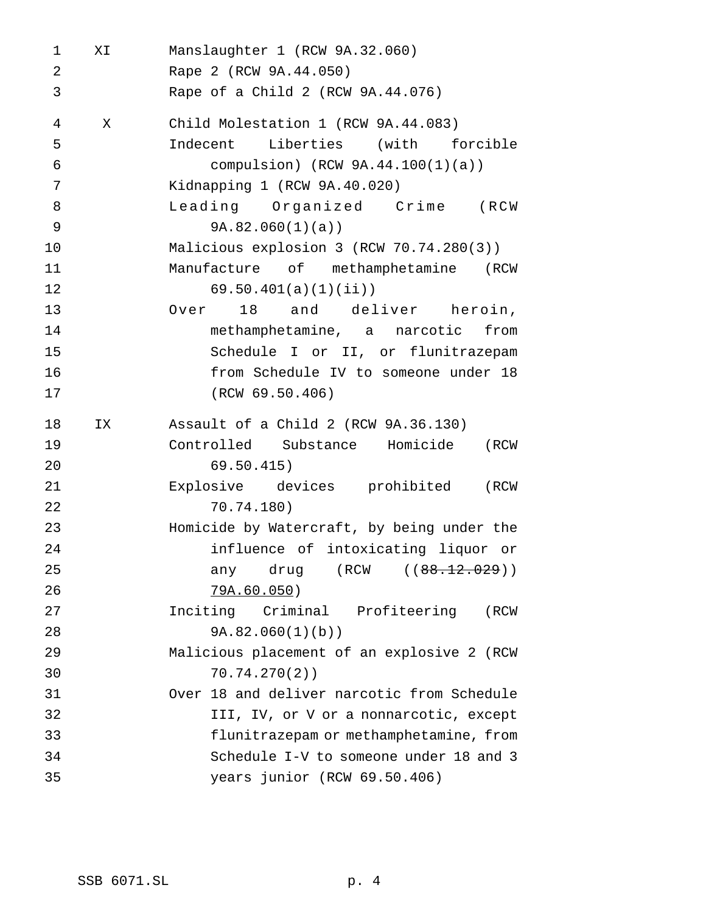| | |
|---|---|
| XI | Manslaughter 1 (RCW 9A.32.060) |
| | Rape 2 (RCW 9A.44.050) |
| | Rape of a Child 2 (RCW 9A.44.076) |
| X | Child Molestation 1 (RCW 9A.44.083) |
| | Indecent Liberties (with forcible compulsion) (RCW 9A.44.100(1)(a)) |
| | Kidnapping 1 (RCW 9A.40.020) |
| | Leading Organized Crime (RCW 9A.82.060(1)(a)) |
| | Malicious explosion 3 (RCW 70.74.280(3)) |
| | Manufacture of methamphetamine (RCW 69.50.401(a)(1)(ii)) |
| | Over 18 and deliver heroin, methamphetamine, a narcotic from Schedule I or II, or flunitrazepam from Schedule IV to someone under 18 (RCW 69.50.406) |
| IX | Assault of a Child 2 (RCW 9A.36.130) |
| | Controlled Substance Homicide (RCW 69.50.415) |
| | Explosive devices prohibited (RCW 70.74.180) |
| | Homicide by Watercraft, by being under the influence of intoxicating liquor or any drug (RCW ((~~88.12.029~~)) <u>79A.60.050</u>) |
| | Inciting Criminal Profiteering (RCW 9A.82.060(1)(b)) |
| | Malicious placement of an explosive 2 (RCW 70.74.270(2)) |
| | Over 18 and deliver narcotic from Schedule III, IV, or V or a nonnarcotic, except flunitrazepam or methamphetamine, from Schedule I-V to someone under 18 and 3 years junior (RCW 69.50.406) |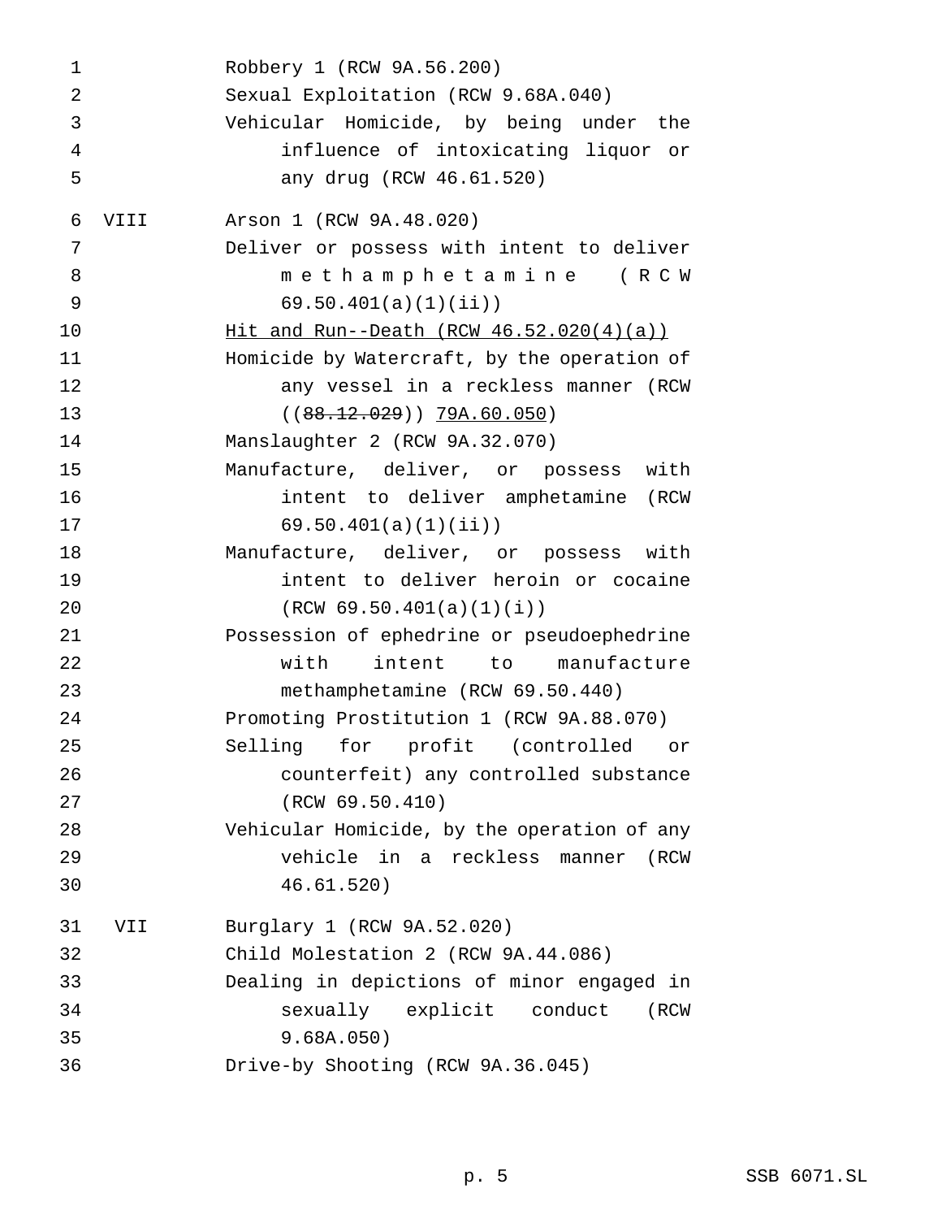Robbery 1 (RCW 9A.56.200)
Sexual Exploitation (RCW 9.68A.040)
Vehicular Homicide, by being under the influence of intoxicating liquor or any drug (RCW 46.61.520)

VIII Arson 1 (RCW 9A.48.020)
Deliver or possess with intent to deliver methamphetamine (RCW 69.50.401(a)(1)(ii))
<u>Hit and Run--Death (RCW 46.52.020(4)(a))</u>
Homicide by Watercraft, by the operation of any vessel in a reckless manner (RCW ((~~88.12.029~~)) <u>79A.60.050</u>)
Manslaughter 2 (RCW 9A.32.070)
Manufacture, deliver, or possess with intent to deliver amphetamine (RCW 69.50.401(a)(1)(ii))
Manufacture, deliver, or possess with intent to deliver heroin or cocaine (RCW 69.50.401(a)(1)(i))
Possession of ephedrine or pseudoephedrine with intent to manufacture methamphetamine (RCW 69.50.440)
Promoting Prostitution 1 (RCW 9A.88.070)
Selling for profit (controlled or counterfeit) any controlled substance (RCW 69.50.410)
Vehicular Homicide, by the operation of any vehicle in a reckless manner (RCW 46.61.520)

VII Burglary 1 (RCW 9A.52.020)
Child Molestation 2 (RCW 9A.44.086)
Dealing in depictions of minor engaged in sexually explicit conduct (RCW 9.68A.050)
Drive-by Shooting (RCW 9A.36.045)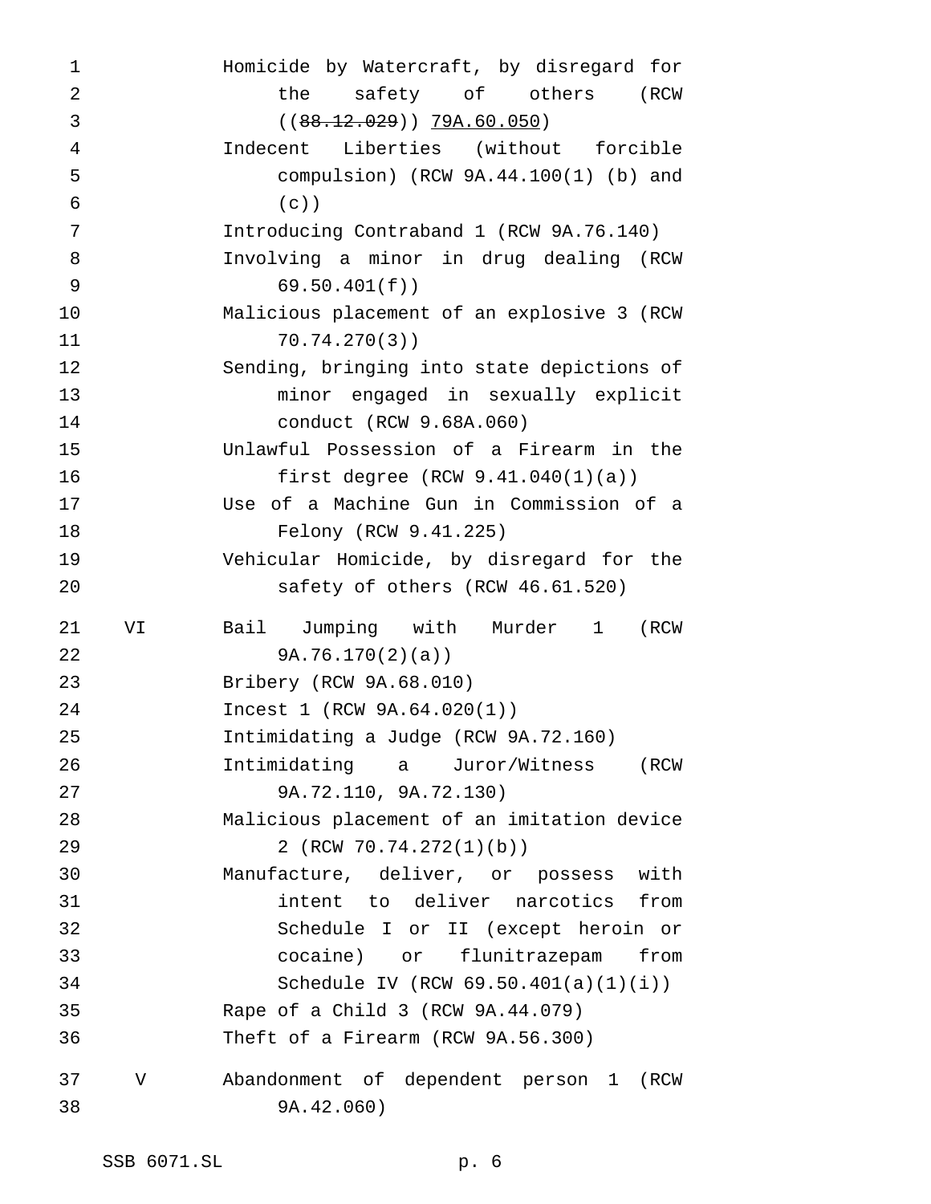Homicide by Watercraft, by disregard for the safety of others (RCW ((~~88.12.029~~)) <u>79A.60.050</u>)

Indecent Liberties (without forcible compulsion) (RCW 9A.44.100(1) (b) and (c))

Introducing Contraband 1 (RCW 9A.76.140)

Involving a minor in drug dealing (RCW 69.50.401(f))

Malicious placement of an explosive 3 (RCW 70.74.270(3))

Sending, bringing into state depictions of minor engaged in sexually explicit conduct (RCW 9.68A.060)

Unlawful Possession of a Firearm in the first degree (RCW 9.41.040(1)(a))

Use of a Machine Gun in Commission of a Felony (RCW 9.41.225)

Vehicular Homicide, by disregard for the safety of others (RCW 46.61.520)

VI Bail Jumping with Murder 1 (RCW 9A.76.170(2)(a))

Bribery (RCW 9A.68.010)

Incest 1 (RCW 9A.64.020(1))

Intimidating a Judge (RCW 9A.72.160)

Intimidating a Juror/Witness (RCW 9A.72.110, 9A.72.130)

Malicious placement of an imitation device 2 (RCW 70.74.272(1)(b))

Manufacture, deliver, or possess with intent to deliver narcotics from Schedule I or II (except heroin or cocaine) or flunitrazepam from Schedule IV (RCW 69.50.401(a)(1)(i))

Rape of a Child 3 (RCW 9A.44.079)

Theft of a Firearm (RCW 9A.56.300)

V Abandonment of dependent person 1 (RCW 9A.42.060)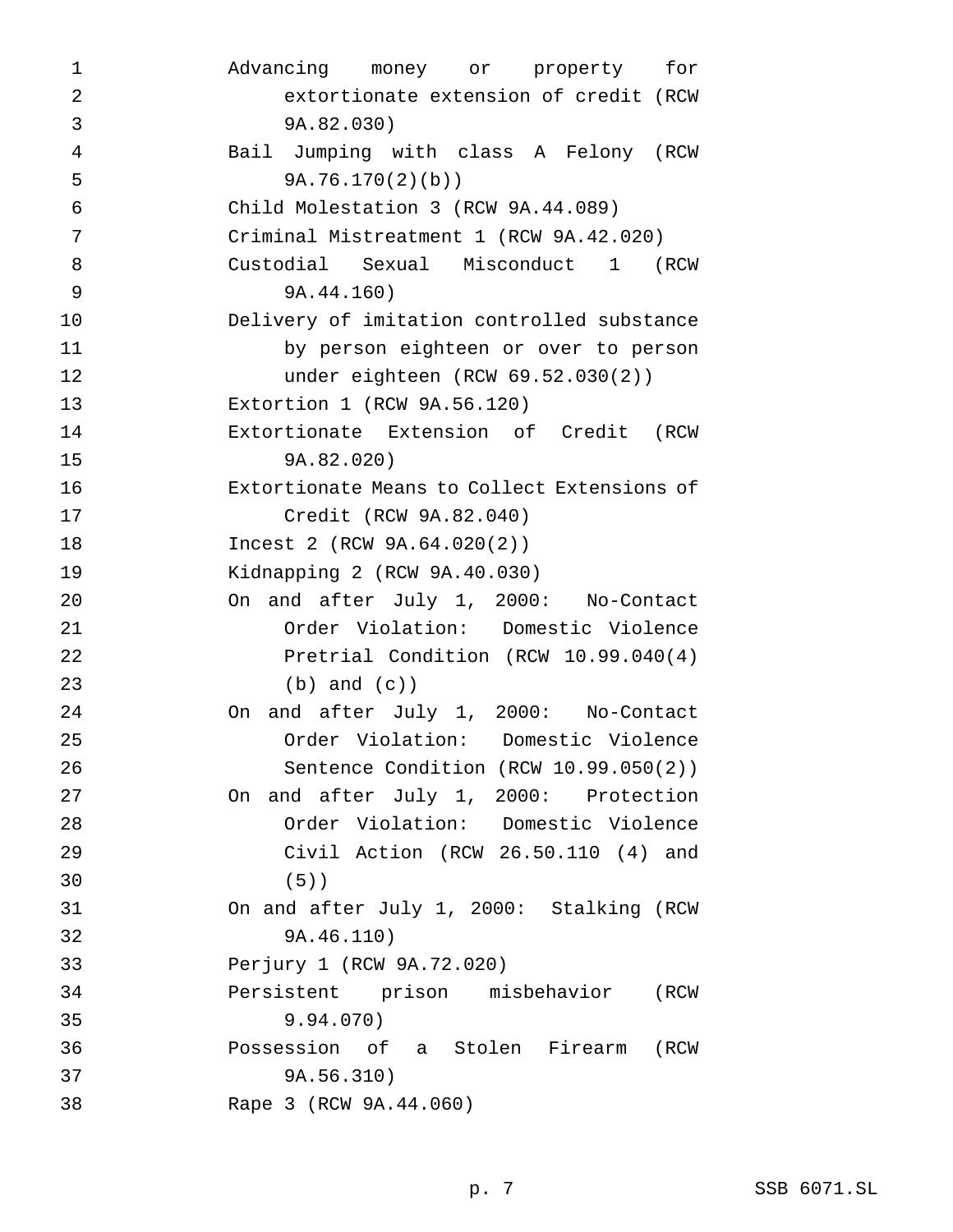Advancing money or property for extortionate extension of credit (RCW 9A.82.030)

Bail Jumping with class A Felony (RCW 9A.76.170(2)(b))

Child Molestation 3 (RCW 9A.44.089)

Criminal Mistreatment 1 (RCW 9A.42.020)

Custodial Sexual Misconduct 1 (RCW 9A.44.160)

Delivery of imitation controlled substance by person eighteen or over to person under eighteen (RCW 69.52.030(2))

Extortion 1 (RCW 9A.56.120)

Extortionate Extension of Credit (RCW 9A.82.020)

Extortionate Means to Collect Extensions of Credit (RCW 9A.82.040)

Incest 2 (RCW 9A.64.020(2))

Kidnapping 2 (RCW 9A.40.030)

On and after July 1, 2000: No-Contact Order Violation: Domestic Violence Pretrial Condition (RCW 10.99.040(4) (b) and (c))

On and after July 1, 2000: No-Contact Order Violation: Domestic Violence Sentence Condition (RCW 10.99.050(2))

On and after July 1, 2000: Protection Order Violation: Domestic Violence Civil Action (RCW 26.50.110 (4) and (5))

On and after July 1, 2000: Stalking (RCW 9A.46.110)

Perjury 1 (RCW 9A.72.020)

Persistent prison misbehavior (RCW 9.94.070)

Possession of a Stolen Firearm (RCW 9A.56.310)

Rape 3 (RCW 9A.44.060)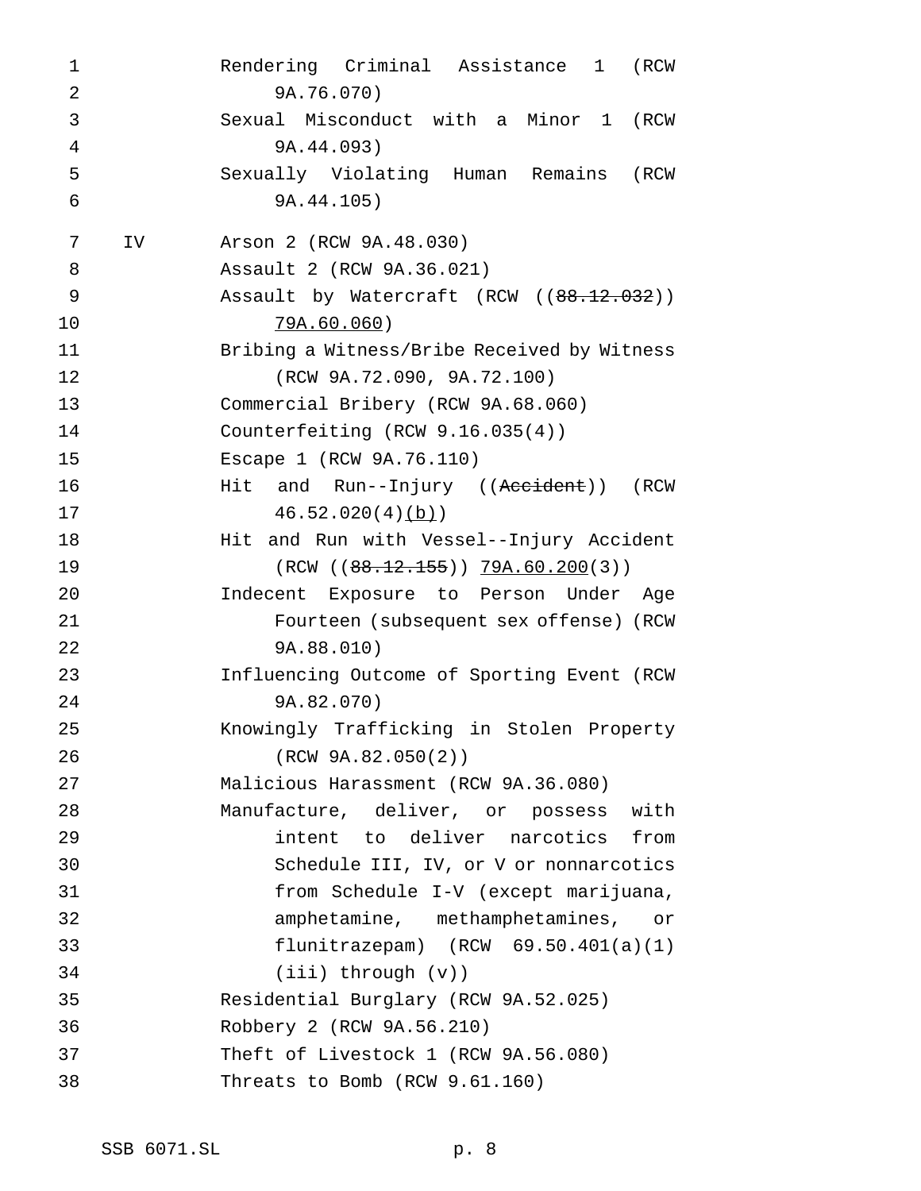Rendering Criminal Assistance 1 (RCW 9A.76.070)

Sexual Misconduct with a Minor 1 (RCW 9A.44.093)

Sexually Violating Human Remains (RCW 9A.44.105)

IV Arson 2 (RCW 9A.48.030)

Assault 2 (RCW 9A.36.021)

Assault by Watercraft (RCW ((~~88.12.032~~)) <u>79A.60.060</u>)

Bribing a Witness/Bribe Received by Witness (RCW 9A.72.090, 9A.72.100)

Commercial Bribery (RCW 9A.68.060)

Counterfeiting (RCW 9.16.035(4))

Escape 1 (RCW 9A.76.110)

Hit and Run--Injury ((~~Accident~~)) (RCW 46.52.020(4)<u>(b)</u>)

Hit and Run with Vessel--Injury Accident (RCW ((~~88.12.155~~)) <u>79A.60.200</u>(3))

Indecent Exposure to Person Under Age Fourteen (subsequent sex offense) (RCW 9A.88.010)

Influencing Outcome of Sporting Event (RCW 9A.82.070)

Knowingly Trafficking in Stolen Property (RCW 9A.82.050(2))

Malicious Harassment (RCW 9A.36.080)

Manufacture, deliver, or possess with intent to deliver narcotics from Schedule III, IV, or V or nonnarcotics from Schedule I-V (except marijuana, amphetamine, methamphetamines, or flunitrazepam) (RCW 69.50.401(a)(1)(iii) through (v))

Residential Burglary (RCW 9A.52.025)

Robbery 2 (RCW 9A.56.210)

Theft of Livestock 1 (RCW 9A.56.080)

Threats to Bomb (RCW 9.61.160)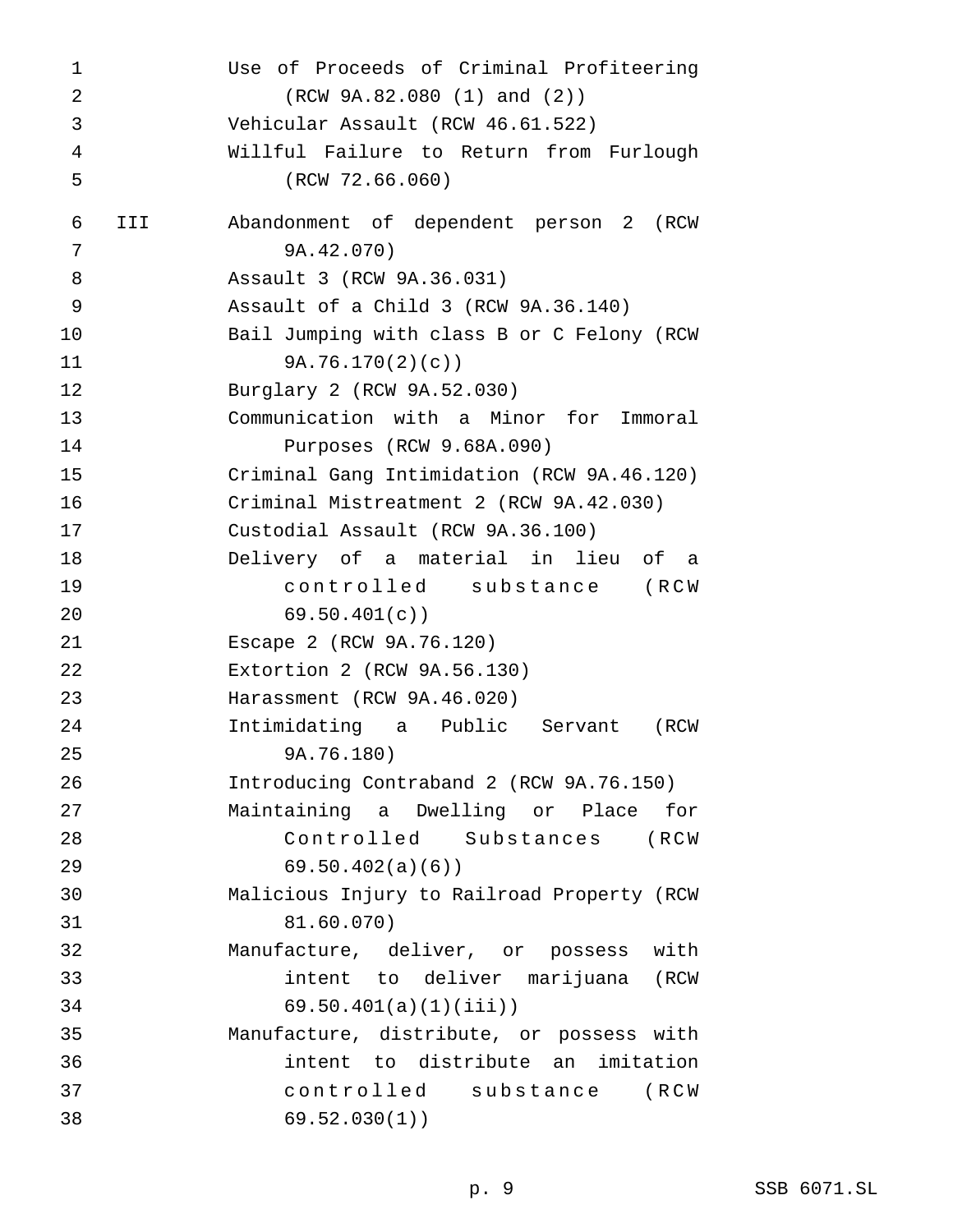Use of Proceeds of Criminal Profiteering (RCW 9A.82.080 (1) and (2))
Vehicular Assault (RCW 46.61.522)
Willful Failure to Return from Furlough (RCW 72.66.060)

III Abandonment of dependent person 2 (RCW 9A.42.070)
Assault 3 (RCW 9A.36.031)
Assault of a Child 3 (RCW 9A.36.140)
Bail Jumping with class B or C Felony (RCW 9A.76.170(2)(c))
Burglary 2 (RCW 9A.52.030)
Communication with a Minor for Immoral Purposes (RCW 9.68A.090)
Criminal Gang Intimidation (RCW 9A.46.120)
Criminal Mistreatment 2 (RCW 9A.42.030)
Custodial Assault (RCW 9A.36.100)
Delivery of a material in lieu of a controlled substance (RCW 69.50.401(c))
Escape 2 (RCW 9A.76.120)
Extortion 2 (RCW 9A.56.130)
Harassment (RCW 9A.46.020)
Intimidating a Public Servant (RCW 9A.76.180)
Introducing Contraband 2 (RCW 9A.76.150)
Maintaining a Dwelling or Place for Controlled Substances (RCW 69.50.402(a)(6))
Malicious Injury to Railroad Property (RCW 81.60.070)
Manufacture, deliver, or possess with intent to deliver marijuana (RCW 69.50.401(a)(1)(iii))
Manufacture, distribute, or possess with intent to distribute an imitation controlled substance (RCW 69.52.030(1))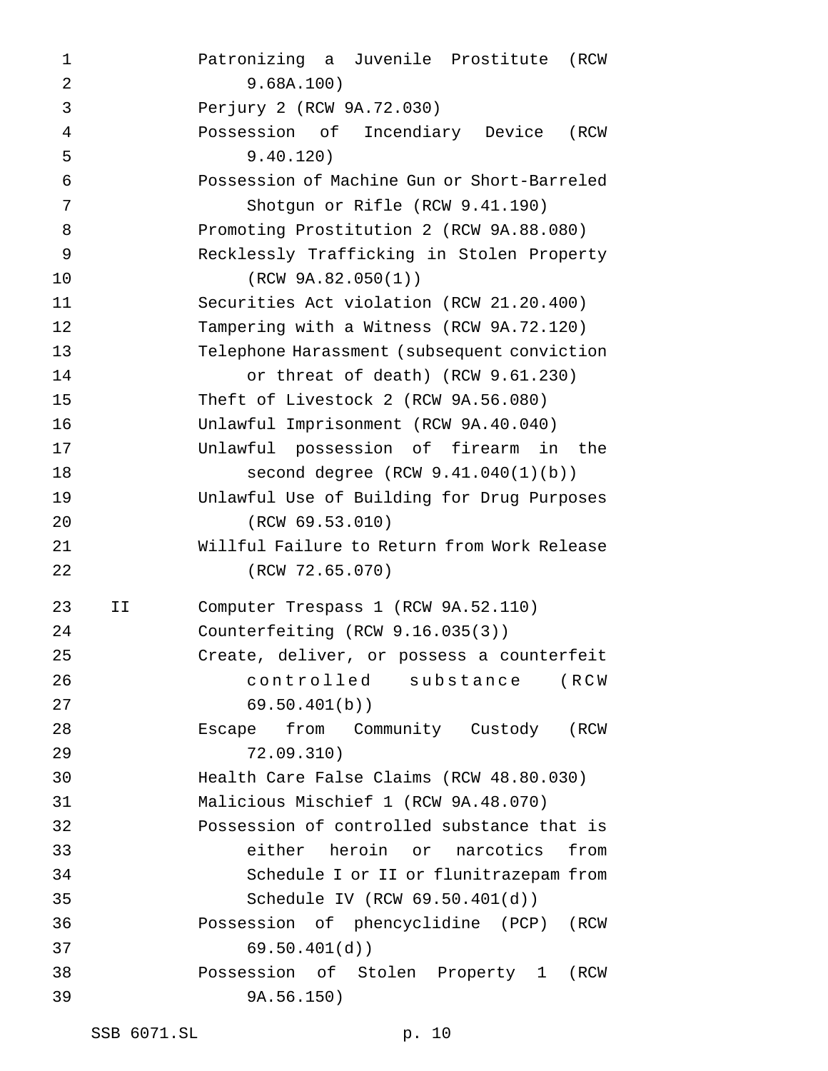Patronizing a Juvenile Prostitute (RCW 9.68A.100)

Perjury 2 (RCW 9A.72.030)

Possession of Incendiary Device (RCW 9.40.120)

Possession of Machine Gun or Short-Barreled Shotgun or Rifle (RCW 9.41.190)

Promoting Prostitution 2 (RCW 9A.88.080)

Recklessly Trafficking in Stolen Property (RCW 9A.82.050(1))

Securities Act violation (RCW 21.20.400)

Tampering with a Witness (RCW 9A.72.120)

Telephone Harassment (subsequent conviction or threat of death) (RCW 9.61.230)

Theft of Livestock 2 (RCW 9A.56.080)

Unlawful Imprisonment (RCW 9A.40.040)

Unlawful possession of firearm in the second degree (RCW 9.41.040(1)(b))

Unlawful Use of Building for Drug Purposes (RCW 69.53.010)

Willful Failure to Return from Work Release (RCW 72.65.070)

II

Computer Trespass 1 (RCW 9A.52.110)

Counterfeiting (RCW 9.16.035(3))

Create, deliver, or possess a counterfeit controlled substance (RCW 69.50.401(b))

Escape from Community Custody (RCW 72.09.310)

Health Care False Claims (RCW 48.80.030)

Malicious Mischief 1 (RCW 9A.48.070)

Possession of controlled substance that is either heroin or narcotics from Schedule I or II or flunitrazepam from Schedule IV (RCW 69.50.401(d))

Possession of phencyclidine (PCP) (RCW 69.50.401(d))

Possession of Stolen Property 1 (RCW 9A.56.150)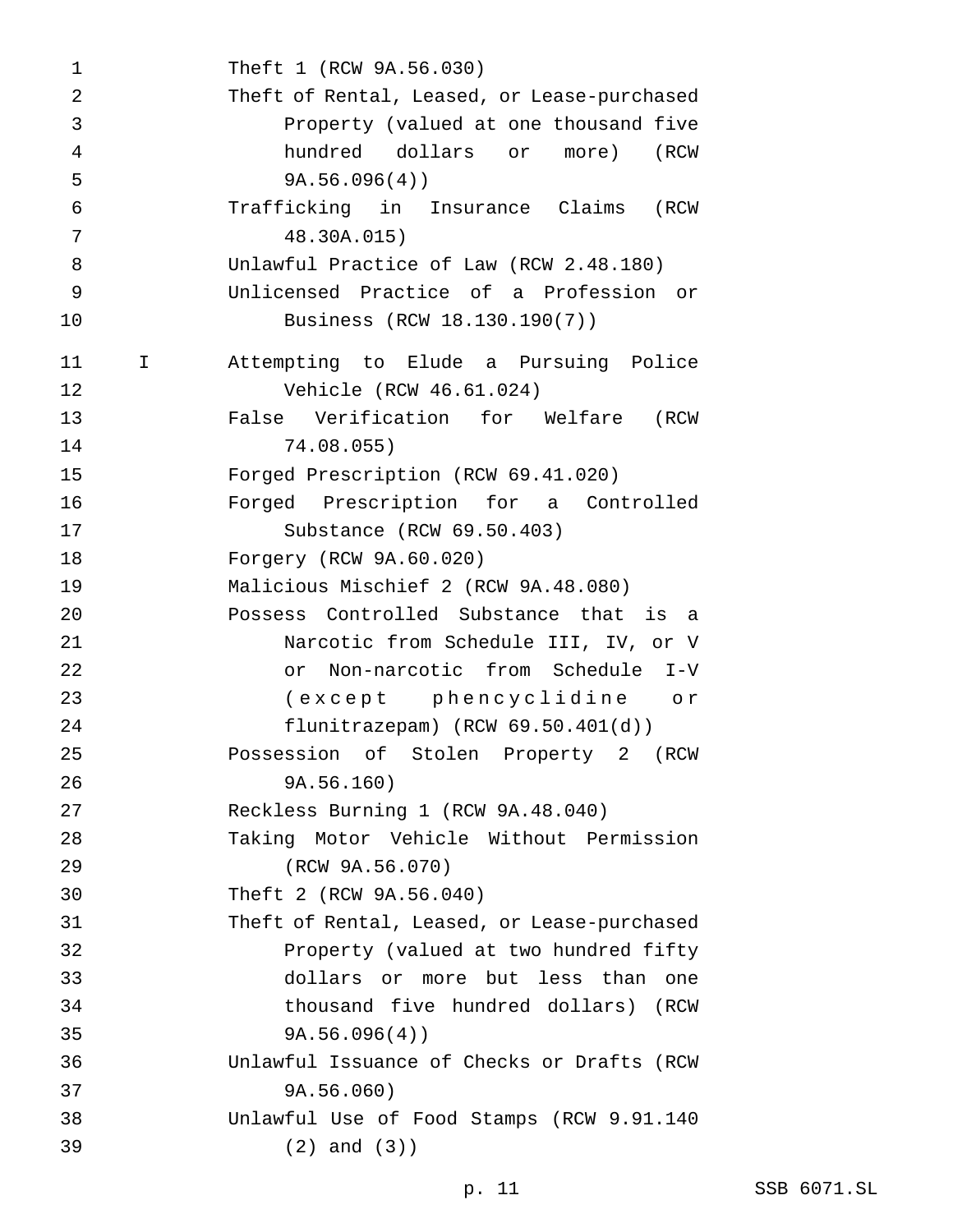Theft 1 (RCW 9A.56.030)

Theft of Rental, Leased, or Lease-purchased Property (valued at one thousand five hundred dollars or more) (RCW 9A.56.096(4))

Trafficking in Insurance Claims (RCW 48.30A.015)

Unlawful Practice of Law (RCW 2.48.180)

Unlicensed Practice of a Profession or Business (RCW 18.130.190(7))

I

Attempting to Elude a Pursuing Police Vehicle (RCW 46.61.024)

False Verification for Welfare (RCW 74.08.055)

Forged Prescription (RCW 69.41.020)

Forged Prescription for a Controlled Substance (RCW 69.50.403)

Forgery (RCW 9A.60.020)

Malicious Mischief 2 (RCW 9A.48.080)

Possess Controlled Substance that is a Narcotic from Schedule III, IV, or V or Non-narcotic from Schedule I-V (except phencyclidine or flunitrazepam) (RCW 69.50.401(d))

Possession of Stolen Property 2 (RCW 9A.56.160)

Reckless Burning 1 (RCW 9A.48.040)

Taking Motor Vehicle Without Permission (RCW 9A.56.070)

Theft 2 (RCW 9A.56.040)

Theft of Rental, Leased, or Lease-purchased Property (valued at two hundred fifty dollars or more but less than one thousand five hundred dollars) (RCW 9A.56.096(4))

Unlawful Issuance of Checks or Drafts (RCW 9A.56.060)

Unlawful Use of Food Stamps (RCW 9.91.140 (2) and (3))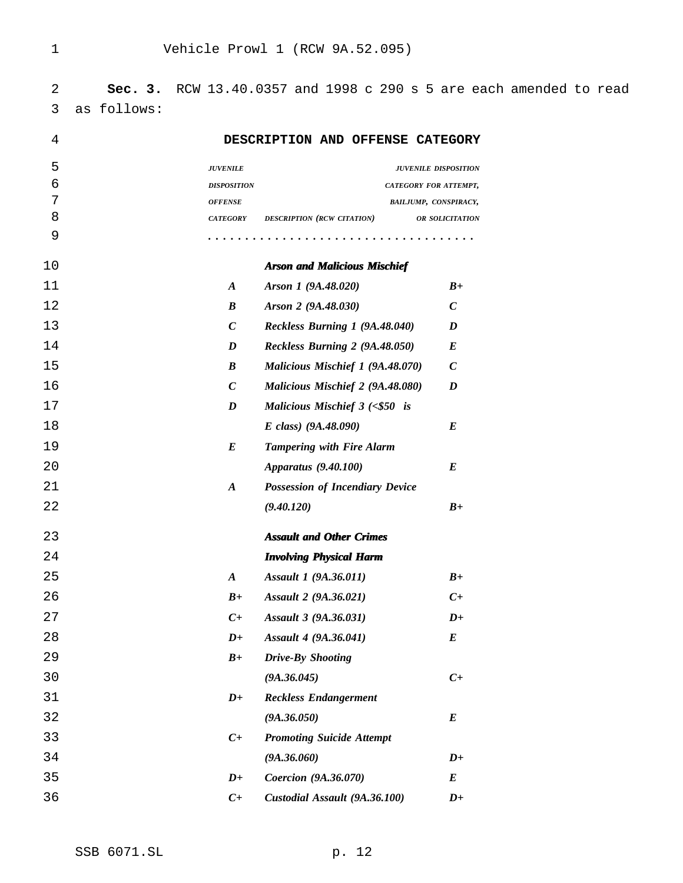Vehicle Prowl 1 (RCW 9A.52.095)

**Sec. 3.** RCW 13.40.0357 and 1998 c 290 s 5 are each amended to read as follows:

**DESCRIPTION AND OFFENSE CATEGORY**

| *JUVENILE DISPOSITION OFFENSE CATEGORY* | *DESCRIPTION (RCW CITATION)* | *JUVENILE DISPOSITION CATEGORY FOR ATTEMPT, BAILJUMP, CONSPIRACY, OR SOLICITATION* |
|---|---|---|
| | ***Arson and Malicious Mischief*** | |
| *A* | *Arson 1 (9A.48.020)* | *B+* |
| *B* | *Arson 2 (9A.48.030)* | *C* |
| *C* | *Reckless Burning 1 (9A.48.040)* | *D* |
| *D* | *Reckless Burning 2 (9A.48.050)* | *E* |
| *B* | *Malicious Mischief 1 (9A.48.070)* | *C* |
| *C* | *Malicious Mischief 2 (9A.48.080)* | *D* |
| *D* | *Malicious Mischief 3 (<$50 is E class) (9A.48.090)* | *E* |
| *E* | *Tampering with Fire Alarm Apparatus (9.40.100)* | *E* |
| *A* | *Possession of Incendiary Device (9.40.120)* | *B+* |
| | ***Assault and Other Crimes Involving Physical Harm*** | |
| *A* | *Assault 1 (9A.36.011)* | *B+* |
| *B+* | *Assault 2 (9A.36.021)* | *C+* |
| *C+* | *Assault 3 (9A.36.031)* | *D+* |
| *D+* | *Assault 4 (9A.36.041)* | *E* |
| *B+* | *Drive-By Shooting (9A.36.045)* | *C+* |
| *D+* | *Reckless Endangerment (9A.36.050)* | *E* |
| *C+* | *Promoting Suicide Attempt (9A.36.060)* | *D+* |
| *D+* | *Coercion (9A.36.070)* | *E* |
| *C+* | *Custodial Assault (9A.36.100)* | *D+* |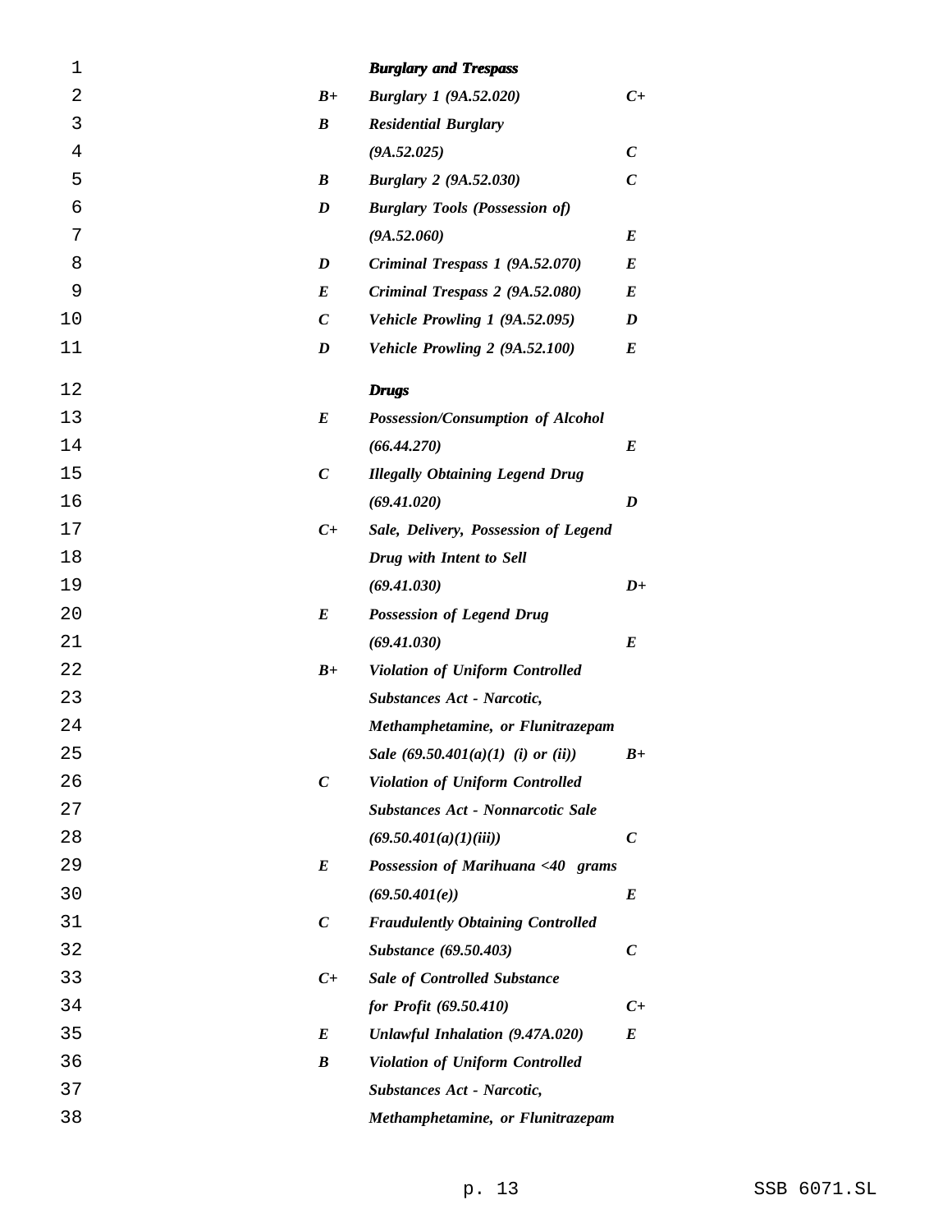| | | |
|---|---|---|
| | ***Burglary and Trespass*** | |
| ***B+*** | ***Burglary 1 (9A.52.020)*** | ***C+*** |
| ***B*** | ***Residential Burglary (9A.52.025)*** | ***C*** |
| ***B*** | ***Burglary 2 (9A.52.030)*** | ***C*** |
| ***D*** | ***Burglary Tools (Possession of) (9A.52.060)*** | ***E*** |
| ***D*** | ***Criminal Trespass 1 (9A.52.070)*** | ***E*** |
| ***E*** | ***Criminal Trespass 2 (9A.52.080)*** | ***E*** |
| ***C*** | ***Vehicle Prowling 1 (9A.52.095)*** | ***D*** |
| ***D*** | ***Vehicle Prowling 2 (9A.52.100)*** | ***E*** |
| | ***Drugs*** | |
| ***E*** | ***Possession/Consumption of Alcohol (66.44.270)*** | ***E*** |
| ***C*** | ***Illegally Obtaining Legend Drug (69.41.020)*** | ***D*** |
| ***C+*** | ***Sale, Delivery, Possession of Legend Drug with Intent to Sell (69.41.030)*** | ***D+*** |
| ***E*** | ***Possession of Legend Drug (69.41.030)*** | ***E*** |
| ***B+*** | ***Violation of Uniform Controlled Substances Act - Narcotic, Methamphetamine, or Flunitrazepam Sale (69.50.401(a)(1) (i) or (ii))*** | ***B+*** |
| ***C*** | ***Violation of Uniform Controlled Substances Act - Nonnarcotic Sale (69.50.401(a)(1)(iii))*** | ***C*** |
| ***E*** | ***Possession of Marihuana <40 grams (69.50.401(e))*** | ***E*** |
| ***C*** | ***Fraudulently Obtaining Controlled Substance (69.50.403)*** | ***C*** |
| ***C+*** | ***Sale of Controlled Substance for Profit (69.50.410)*** | ***C+*** |
| ***E*** | ***Unlawful Inhalation (9.47A.020)*** | ***E*** |
| ***B*** | ***Violation of Uniform Controlled Substances Act - Narcotic, Methamphetamine, or Flunitrazepam*** | |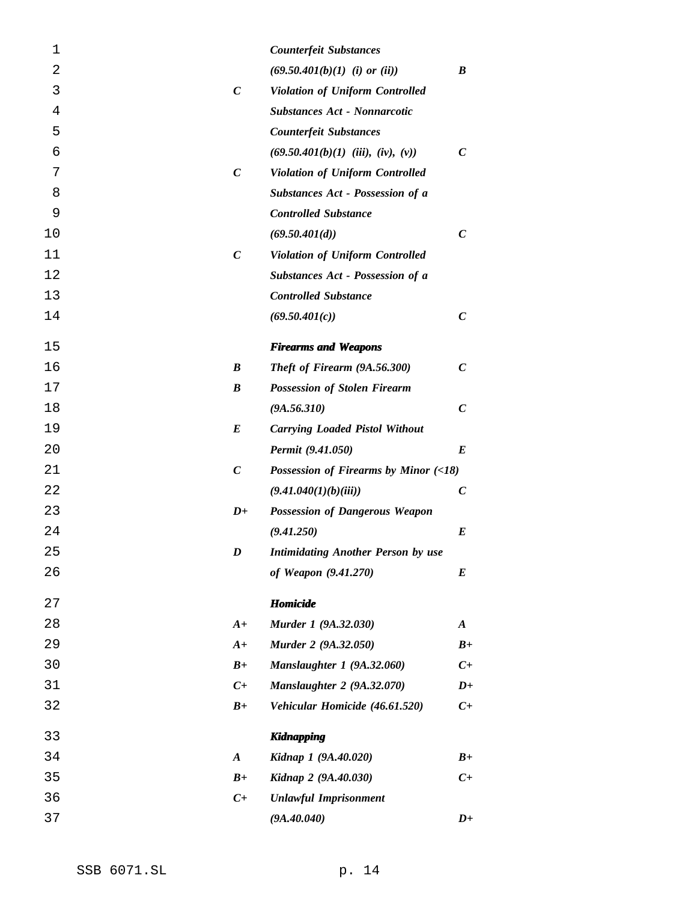| | | |
|---|---|---|
| | *Counterfeit Substances (69.50.401(b)(1) (i) or (ii))* | ***B*** |
| ***C*** | *Violation of Uniform Controlled Substances Act - Nonnarcotic Counterfeit Substances (69.50.401(b)(1) (iii), (iv), (v))* | ***C*** |
| ***C*** | *Violation of Uniform Controlled Substances Act - Possession of a Controlled Substance (69.50.401(d))* | ***C*** |
| ***C*** | *Violation of Uniform Controlled Substances Act - Possession of a Controlled Substance (69.50.401(c))* | ***C*** |
| | ***Firearms and Weapons*** | |
| ***B*** | *Theft of Firearm (9A.56.300)* | ***C*** |
| ***B*** | *Possession of Stolen Firearm (9A.56.310)* | ***C*** |
| ***E*** | *Carrying Loaded Pistol Without Permit (9.41.050)* | ***E*** |
| ***C*** | *Possession of Firearms by Minor (<18) (9.41.040(1)(b)(iii))* | ***C*** |
| ***D+*** | *Possession of Dangerous Weapon (9.41.250)* | ***E*** |
| ***D*** | *Intimidating Another Person by use of Weapon (9.41.270)* | ***E*** |
| | ***Homicide*** | |
| ***A+*** | *Murder 1 (9A.32.030)* | ***A*** |
| ***A+*** | *Murder 2 (9A.32.050)* | ***B+*** |
| ***B+*** | *Manslaughter 1 (9A.32.060)* | ***C+*** |
| ***C+*** | *Manslaughter 2 (9A.32.070)* | ***D+*** |
| ***B+*** | *Vehicular Homicide (46.61.520)* | ***C+*** |
| | ***Kidnapping*** | |
| ***A*** | *Kidnap 1 (9A.40.020)* | ***B+*** |
| ***B+*** | *Kidnap 2 (9A.40.030)* | ***C+*** |
| ***C+*** | *Unlawful Imprisonment (9A.40.040)* | ***D+*** |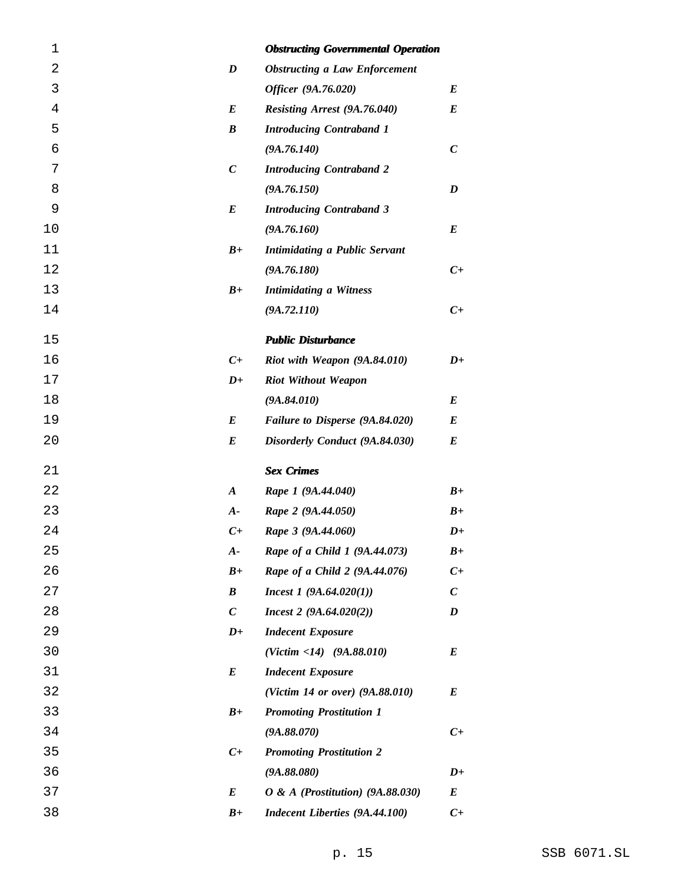| | | |
|---|---|---|
| | ***Obstructing Governmental Operation*** | |
| *D* | *Obstructing a Law Enforcement Officer (9A.76.020)* | *E* |
| *E* | *Resisting Arrest (9A.76.040)* | *E* |
| *B* | *Introducing Contraband 1 (9A.76.140)* | *C* |
| *C* | *Introducing Contraband 2 (9A.76.150)* | *D* |
| *E* | *Introducing Contraband 3 (9A.76.160)* | *E* |
| *B+* | *Intimidating a Public Servant (9A.76.180)* | *C+* |
| *B+* | *Intimidating a Witness (9A.72.110)* | *C+* |
| | ***Public Disturbance*** | |
| *C+* | *Riot with Weapon (9A.84.010)* | *D+* |
| *D+* | *Riot Without Weapon (9A.84.010)* | *E* |
| *E* | *Failure to Disperse (9A.84.020)* | *E* |
| *E* | *Disorderly Conduct (9A.84.030)* | *E* |
| | ***Sex Crimes*** | |
| *A* | *Rape 1 (9A.44.040)* | *B+* |
| *A-* | *Rape 2 (9A.44.050)* | *B+* |
| *C+* | *Rape 3 (9A.44.060)* | *D+* |
| *A-* | *Rape of a Child 1 (9A.44.073)* | *B+* |
| *B+* | *Rape of a Child 2 (9A.44.076)* | *C+* |
| *B* | *Incest 1 (9A.64.020(1))* | *C* |
| *C* | *Incest 2 (9A.64.020(2))* | *D* |
| *D+* | *Indecent Exposure (Victim <14) (9A.88.010)* | *E* |
| *E* | *Indecent Exposure (Victim 14 or over) (9A.88.010)* | *E* |
| *B+* | *Promoting Prostitution 1 (9A.88.070)* | *C+* |
| *C+* | *Promoting Prostitution 2 (9A.88.080)* | *D+* |
| *E* | *O & A (Prostitution) (9A.88.030)* | *E* |
| *B+* | *Indecent Liberties (9A.44.100)* | *C+* |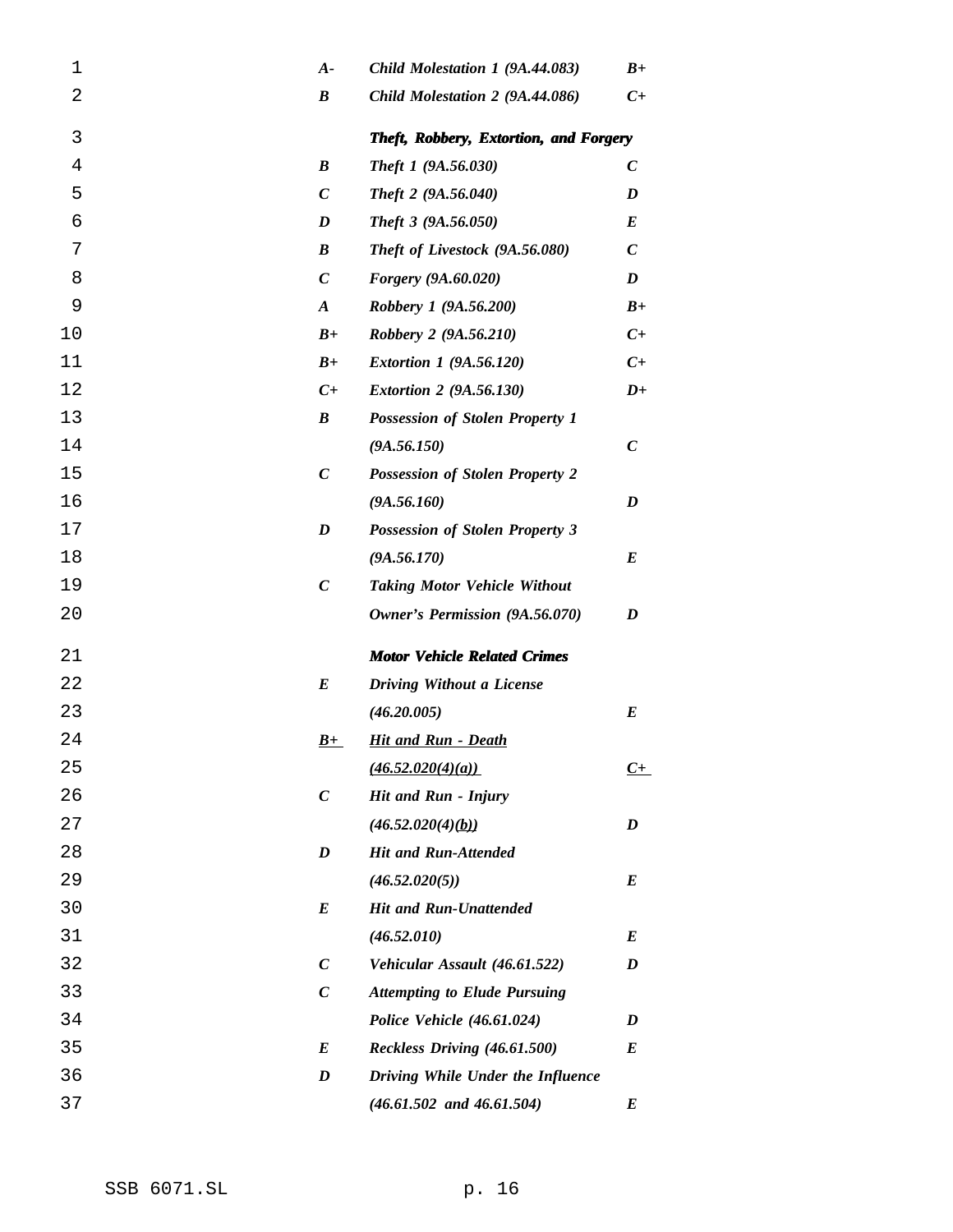| | | |
|---|---|---|
| *A-* | *Child Molestation 1 (9A.44.083)* | *B+* |
| *B* | *Child Molestation 2 (9A.44.086)* | *C+* |
| | ***Theft, Robbery, Extortion, and Forgery*** | |
| *B* | *Theft 1 (9A.56.030)* | *C* |
| *C* | *Theft 2 (9A.56.040)* | *D* |
| *D* | *Theft 3 (9A.56.050)* | *E* |
| *B* | *Theft of Livestock (9A.56.080)* | *C* |
| *C* | *Forgery (9A.60.020)* | *D* |
| *A* | *Robbery 1 (9A.56.200)* | *B+* |
| *B+* | *Robbery 2 (9A.56.210)* | *C+* |
| *B+* | *Extortion 1 (9A.56.120)* | *C+* |
| *C+* | *Extortion 2 (9A.56.130)* | *D+* |
| *B* | *Possession of Stolen Property 1 (9A.56.150)* | *C* |
| *C* | *Possession of Stolen Property 2 (9A.56.160)* | *D* |
| *D* | *Possession of Stolen Property 3 (9A.56.170)* | *E* |
| *C* | *Taking Motor Vehicle Without Owner's Permission (9A.56.070)* | *D* |
| | ***Motor Vehicle Related Crimes*** | |
| *E* | *Driving Without a License (46.20.005)* | *E* |
| <u>*B+*</u> | <u>*Hit and Run - Death (46.52.020(4)(a))*</u> | <u>*C+*</u> |
| *C* | *Hit and Run - Injury (46.52.020(4)<u>(b)</u>)* | *D* |
| *D* | *Hit and Run-Attended (46.52.020(5))* | *E* |
| *E* | *Hit and Run-Unattended (46.52.010)* | *E* |
| *C* | *Vehicular Assault (46.61.522)* | *D* |
| *C* | *Attempting to Elude Pursuing Police Vehicle (46.61.024)* | *D* |
| *E* | *Reckless Driving (46.61.500)* | *E* |
| *D* | *Driving While Under the Influence (46.61.502 and 46.61.504)* | *E* |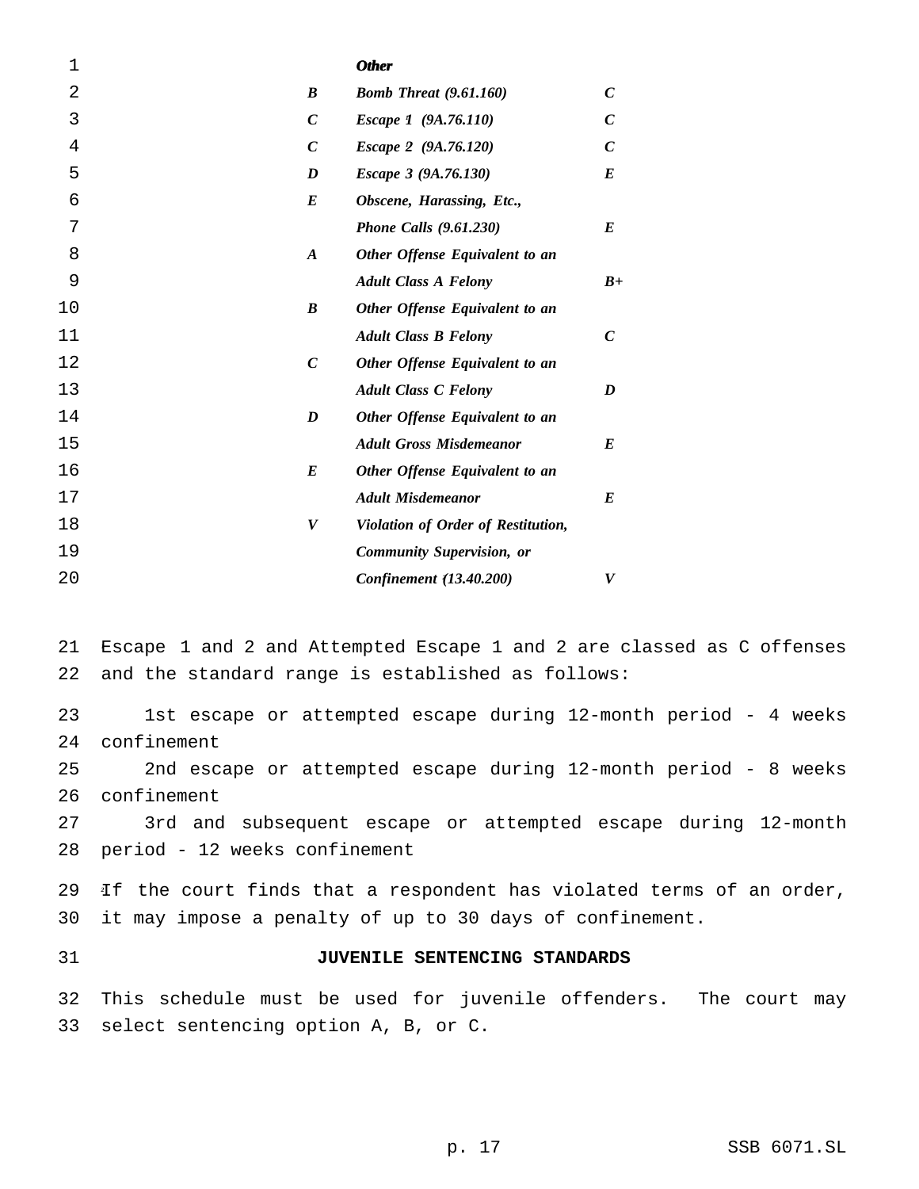| | ***Other*** | |
|---|---|---|
| ***B*** | ***Bomb Threat (9.61.160)*** | ***C*** |
| ***C*** | ***Escape 1 (9A.76.110)*** | ***C*** |
| ***C*** | ***Escape 2 (9A.76.120)*** | ***C*** |
| ***D*** | ***Escape 3 (9A.76.130)*** | ***E*** |
| ***E*** | ***Obscene, Harassing, Etc., Phone Calls (9.61.230)*** | ***E*** |
| ***A*** | ***Other Offense Equivalent to an Adult Class A Felony*** | ***B+*** |
| ***B*** | ***Other Offense Equivalent to an Adult Class B Felony*** | ***C*** |
| ***C*** | ***Other Offense Equivalent to an Adult Class C Felony*** | ***D*** |
| ***D*** | ***Other Offense Equivalent to an Adult Gross Misdemeanor*** | ***E*** |
| ***E*** | ***Other Offense Equivalent to an Adult Misdemeanor*** | ***E*** |
| ***V*** | ***Violation of Order of Restitution, Community Supervision, or Confinement (13.40.200)*** | ***V*** |

Escape 1 and 2 and Attempted Escape 1 and 2 are classed as C offenses and the standard range is established as follows:

1st escape or attempted escape during 12-month period - 4 weeks confinement

2nd escape or attempted escape during 12-month period - 8 weeks confinement

3rd and subsequent escape or attempted escape during 12-month period - 12 weeks confinement

If the court finds that a respondent has violated terms of an order, it may impose a penalty of up to 30 days of confinement.

## JUVENILE SENTENCING STANDARDS

This schedule must be used for juvenile offenders. The court may select sentencing option A, B, or C.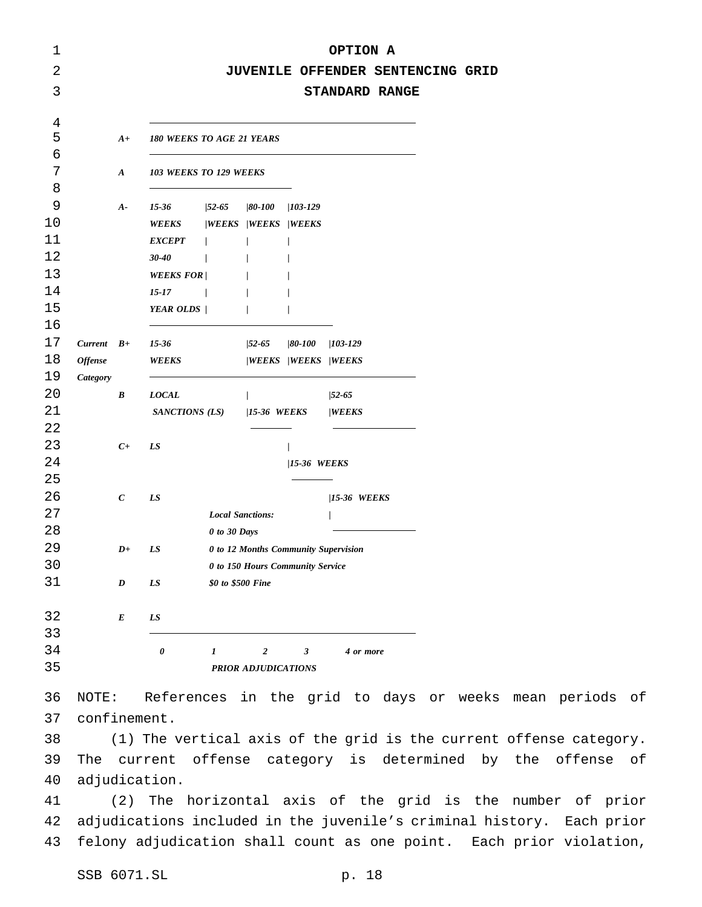# OPTION A

## JUVENILE OFFENDER SENTENCING GRID

### STANDARD RANGE

| Current Offense Category | | 0 | 1 | 2 | 3 | 4 or more |
|---|---|---|---|---|---|---|
| | A+ | 180 WEEKS TO AGE 21 YEARS | | | | |
| | A | 103 WEEKS TO 129 WEEKS | | | | |
| | A- | 15-36 WEEKS EXCEPT 30-40 WEEKS FOR 15-17 YEAR OLDS | 52-65 WEEKS | 80-100 WEEKS | 103-129 WEEKS | |
| | B+ | 15-36 WEEKS | | 52-65 WEEKS | 80-100 WEEKS | 103-129 WEEKS |
| | B | LOCAL SANCTIONS (LS) | | 15-36 WEEKS | | 52-65 WEEKS |
| | C+ | LS | | | 15-36 WEEKS | |
| | C | LS | | | | 15-36 WEEKS |
| | D+ | LS | | | | |
| | D | LS | | | | |
| | E | LS | | | | |
| | | PRIOR ADJUDICATIONS | | | | |

Local Sanctions:
0 to 30 Days
0 to 12 Months Community Supervision
0 to 150 Hours Community Service
$0 to $500 Fine

NOTE: References in the grid to days or weeks mean periods of confinement.

(1) The vertical axis of the grid is the current offense category. The current offense category is determined by the offense of adjudication.

(2) The horizontal axis of the grid is the number of prior adjudications included in the juvenile's criminal history. Each prior felony adjudication shall count as one point. Each prior violation,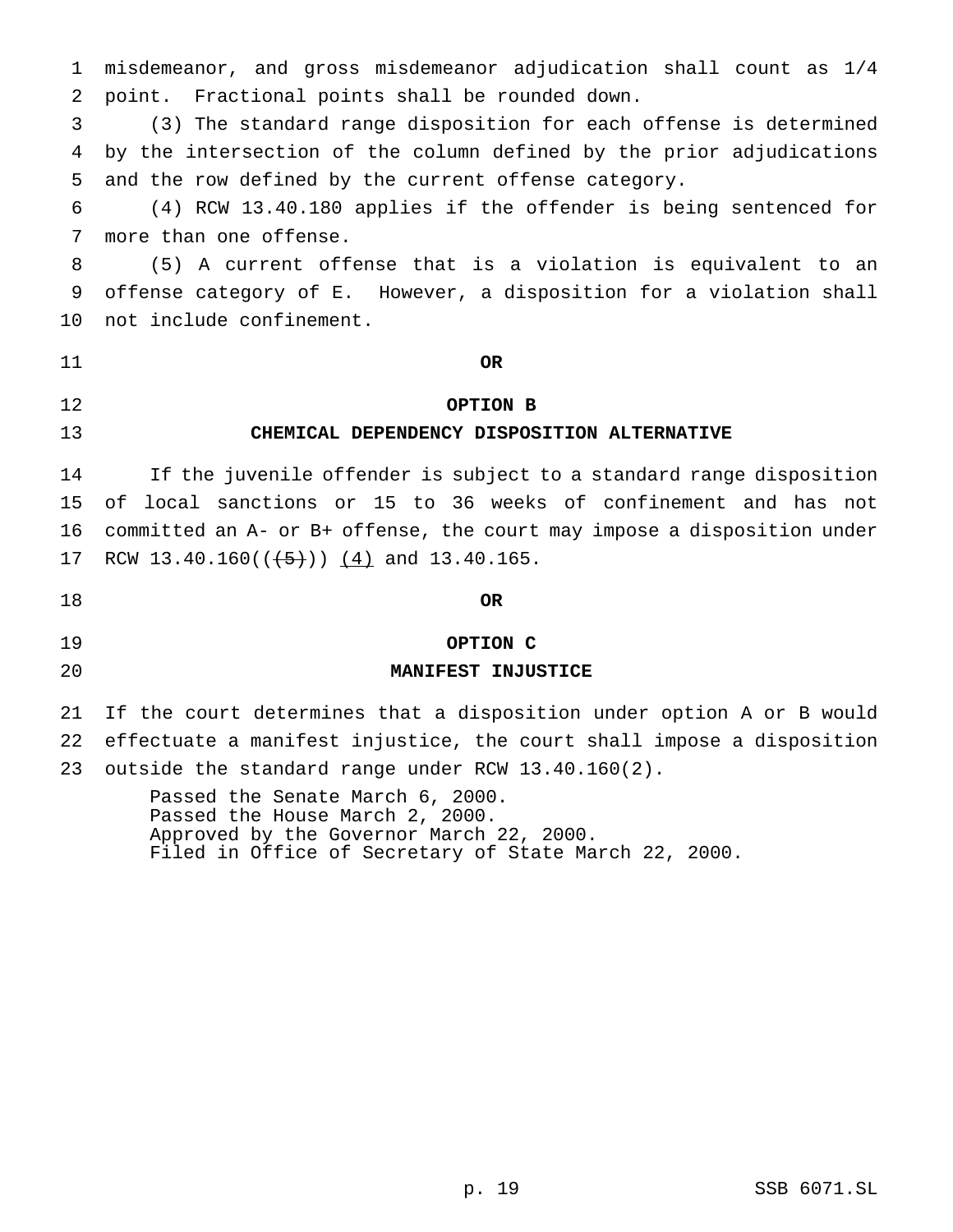misdemeanor, and gross misdemeanor adjudication shall count as 1/4 point. Fractional points shall be rounded down.

(3) The standard range disposition for each offense is determined by the intersection of the column defined by the prior adjudications and the row defined by the current offense category.

(4) RCW 13.40.180 applies if the offender is being sentenced for more than one offense.

(5) A current offense that is a violation is equivalent to an offense category of E. However, a disposition for a violation shall not include confinement.

**OR**

**OPTION B**

**CHEMICAL DEPENDENCY DISPOSITION ALTERNATIVE**

If the juvenile offender is subject to a standard range disposition of local sanctions or 15 to 36 weeks of confinement and has not committed an A- or B+ offense, the court may impose a disposition under RCW 13.40.160((~~(5)~~)) <u>(4)</u> and 13.40.165.

**OR**

**OPTION C**

**MANIFEST INJUSTICE**

If the court determines that a disposition under option A or B would effectuate a manifest injustice, the court shall impose a disposition outside the standard range under RCW 13.40.160(2).

Passed the Senate March 6, 2000.
Passed the House March 2, 2000.
Approved by the Governor March 22, 2000.
Filed in Office of Secretary of State March 22, 2000.